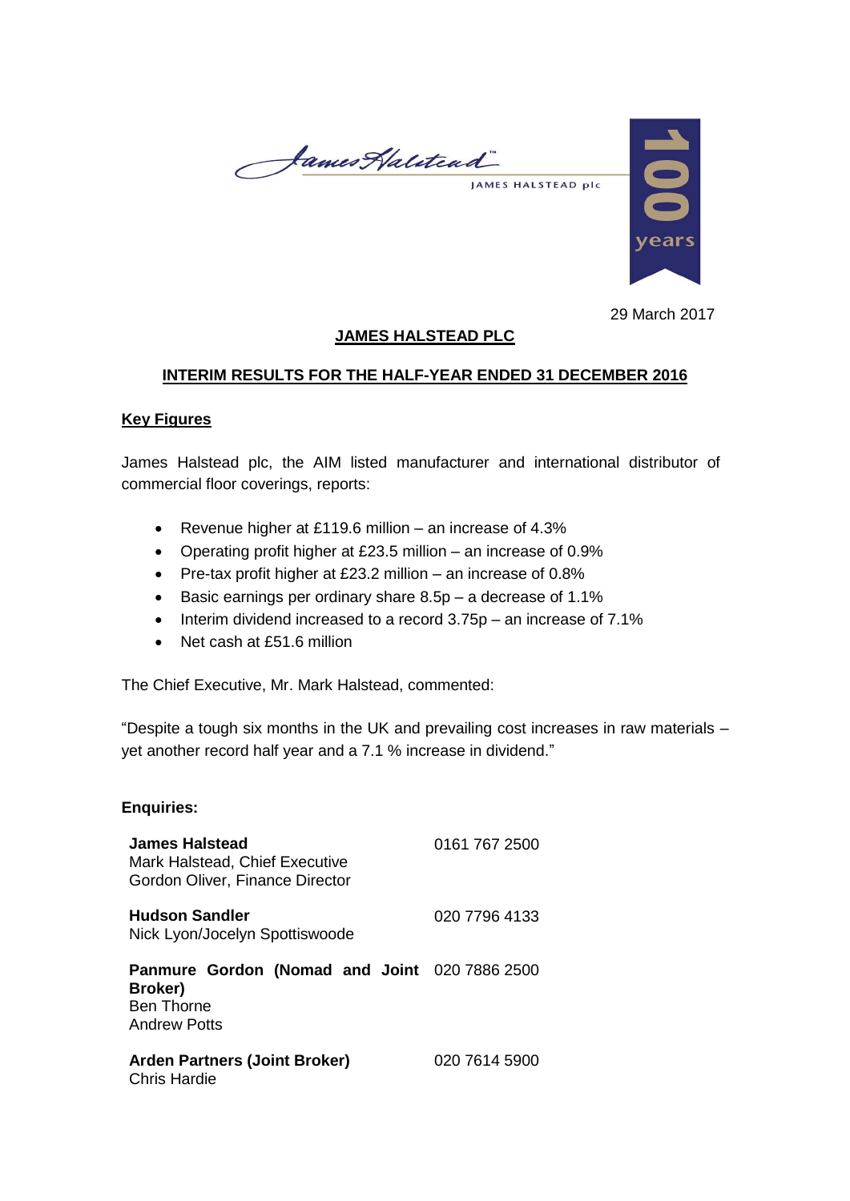James Halstead™

JAMES HALSTEAD plc

100 years

29 March 2017

# JAMES HALSTEAD PLC

## INTERIM RESULTS FOR THE HALF-YEAR ENDED 31 DECEMBER 2016

### Key Figures

James Halstead plc, the AIM listed manufacturer and international distributor of commercial floor coverings, reports:

- Revenue higher at £119.6 million – an increase of 4.3%
- Operating profit higher at £23.5 million – an increase of 0.9%
- Pre-tax profit higher at £23.2 million – an increase of 0.8%
- Basic earnings per ordinary share 8.5p – a decrease of 1.1%
- Interim dividend increased to a record 3.75p – an increase of 7.1%
- Net cash at £51.6 million

The Chief Executive, Mr. Mark Halstead, commented:

"Despite a tough six months in the UK and prevailing cost increases in raw materials – yet another record half year and a 7.1 % increase in dividend."

**Enquiries:**

| | |
|---|---|
| **James Halstead**<br>Mark Halstead, Chief Executive<br>Gordon Oliver, Finance Director | 0161 767 2500 |
| **Hudson Sandler**<br>Nick Lyon/Jocelyn Spottiswoode | 020 7796 4133 |
| **Panmure Gordon (Nomad and Joint Broker)**<br>Ben Thorne<br>Andrew Potts | 020 7886 2500 |
| **Arden Partners (Joint Broker)**<br>Chris Hardie | 020 7614 5900 |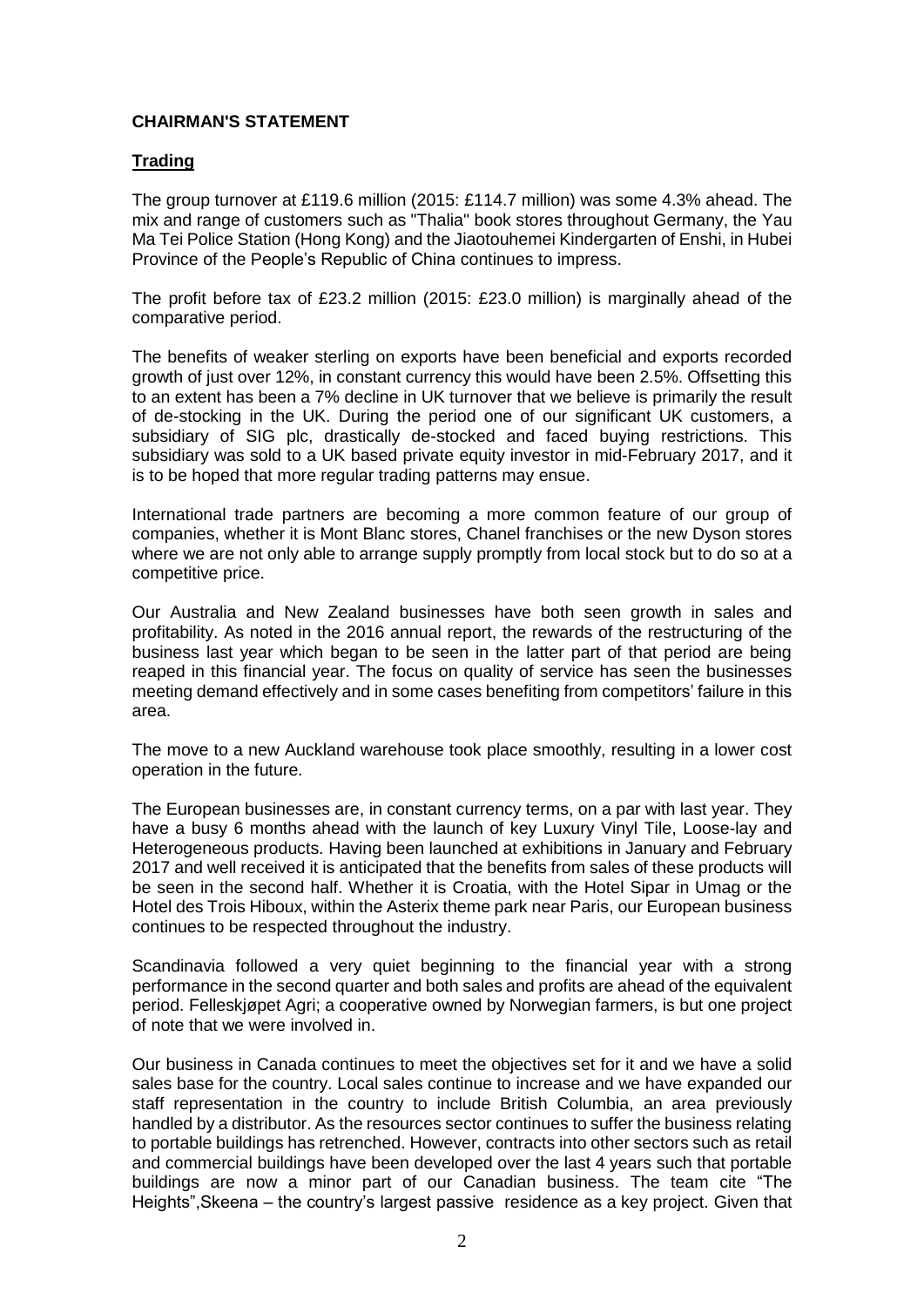**CHAIRMAN'S STATEMENT**

**Trading**

The group turnover at £119.6 million (2015: £114.7 million) was some 4.3% ahead. The mix and range of customers such as "Thalia" book stores throughout Germany, the Yau Ma Tei Police Station (Hong Kong) and the Jiaotouhemei Kindergarten of Enshi, in Hubei Province of the People's Republic of China continues to impress.

The profit before tax of £23.2 million (2015: £23.0 million) is marginally ahead of the comparative period.

The benefits of weaker sterling on exports have been beneficial and exports recorded growth of just over 12%, in constant currency this would have been 2.5%. Offsetting this to an extent has been a 7% decline in UK turnover that we believe is primarily the result of de-stocking in the UK. During the period one of our significant UK customers, a subsidiary of SIG plc, drastically de-stocked and faced buying restrictions. This subsidiary was sold to a UK based private equity investor in mid-February 2017, and it is to be hoped that more regular trading patterns may ensue.

International trade partners are becoming a more common feature of our group of companies, whether it is Mont Blanc stores, Chanel franchises or the new Dyson stores where we are not only able to arrange supply promptly from local stock but to do so at a competitive price.

Our Australia and New Zealand businesses have both seen growth in sales and profitability. As noted in the 2016 annual report, the rewards of the restructuring of the business last year which began to be seen in the latter part of that period are being reaped in this financial year. The focus on quality of service has seen the businesses meeting demand effectively and in some cases benefiting from competitors' failure in this area.

The move to a new Auckland warehouse took place smoothly, resulting in a lower cost operation in the future.

The European businesses are, in constant currency terms, on a par with last year. They have a busy 6 months ahead with the launch of key Luxury Vinyl Tile, Loose-lay and Heterogeneous products. Having been launched at exhibitions in January and February 2017 and well received it is anticipated that the benefits from sales of these products will be seen in the second half. Whether it is Croatia, with the Hotel Sipar in Umag or the Hotel des Trois Hiboux, within the Asterix theme park near Paris, our European business continues to be respected throughout the industry.

Scandinavia followed a very quiet beginning to the financial year with a strong performance in the second quarter and both sales and profits are ahead of the equivalent period. Felleskjøpet Agri; a cooperative owned by Norwegian farmers, is but one project of note that we were involved in.

Our business in Canada continues to meet the objectives set for it and we have a solid sales base for the country. Local sales continue to increase and we have expanded our staff representation in the country to include British Columbia, an area previously handled by a distributor. As the resources sector continues to suffer the business relating to portable buildings has retrenched. However, contracts into other sectors such as retail and commercial buildings have been developed over the last 4 years such that portable buildings are now a minor part of our Canadian business. The team cite "The Heights",Skeena – the country's largest passive residence as a key project. Given that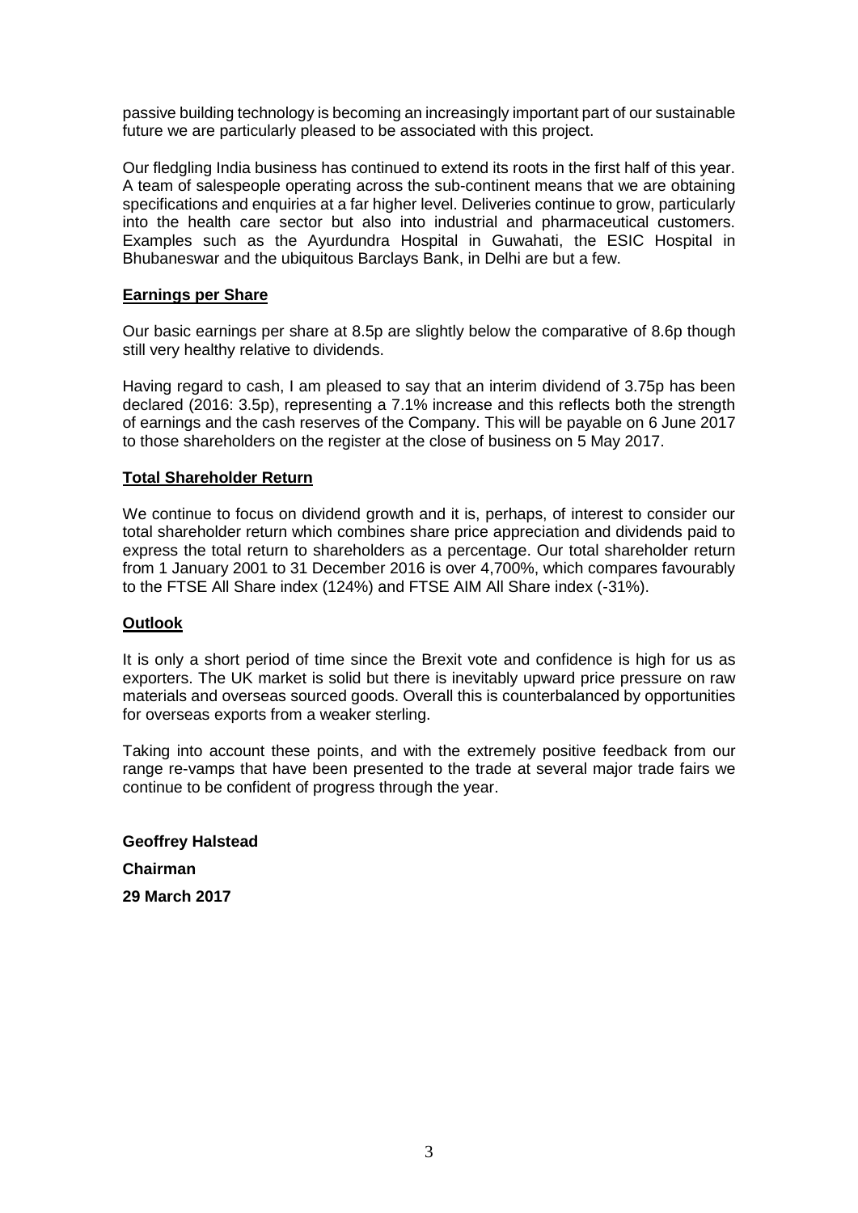passive building technology is becoming an increasingly important part of our sustainable future we are particularly pleased to be associated with this project.

Our fledgling India business has continued to extend its roots in the first half of this year. A team of salespeople operating across the sub-continent means that we are obtaining specifications and enquiries at a far higher level. Deliveries continue to grow, particularly into the health care sector but also into industrial and pharmaceutical customers. Examples such as the Ayurdundra Hospital in Guwahati, the ESIC Hospital in Bhubaneswar and the ubiquitous Barclays Bank, in Delhi are but a few.

## Earnings per Share

Our basic earnings per share at 8.5p are slightly below the comparative of 8.6p though still very healthy relative to dividends.

Having regard to cash, I am pleased to say that an interim dividend of 3.75p has been declared (2016: 3.5p), representing a 7.1% increase and this reflects both the strength of earnings and the cash reserves of the Company. This will be payable on 6 June 2017 to those shareholders on the register at the close of business on 5 May 2017.

## Total Shareholder Return

We continue to focus on dividend growth and it is, perhaps, of interest to consider our total shareholder return which combines share price appreciation and dividends paid to express the total return to shareholders as a percentage. Our total shareholder return from 1 January 2001 to 31 December 2016 is over 4,700%, which compares favourably to the FTSE All Share index (124%) and FTSE AIM All Share index (-31%).

## Outlook

It is only a short period of time since the Brexit vote and confidence is high for us as exporters. The UK market is solid but there is inevitably upward price pressure on raw materials and overseas sourced goods. Overall this is counterbalanced by opportunities for overseas exports from a weaker sterling.

Taking into account these points, and with the extremely positive feedback from our range re-vamps that have been presented to the trade at several major trade fairs we continue to be confident of progress through the year.

**Geoffrey Halstead**

**Chairman**

**29 March 2017**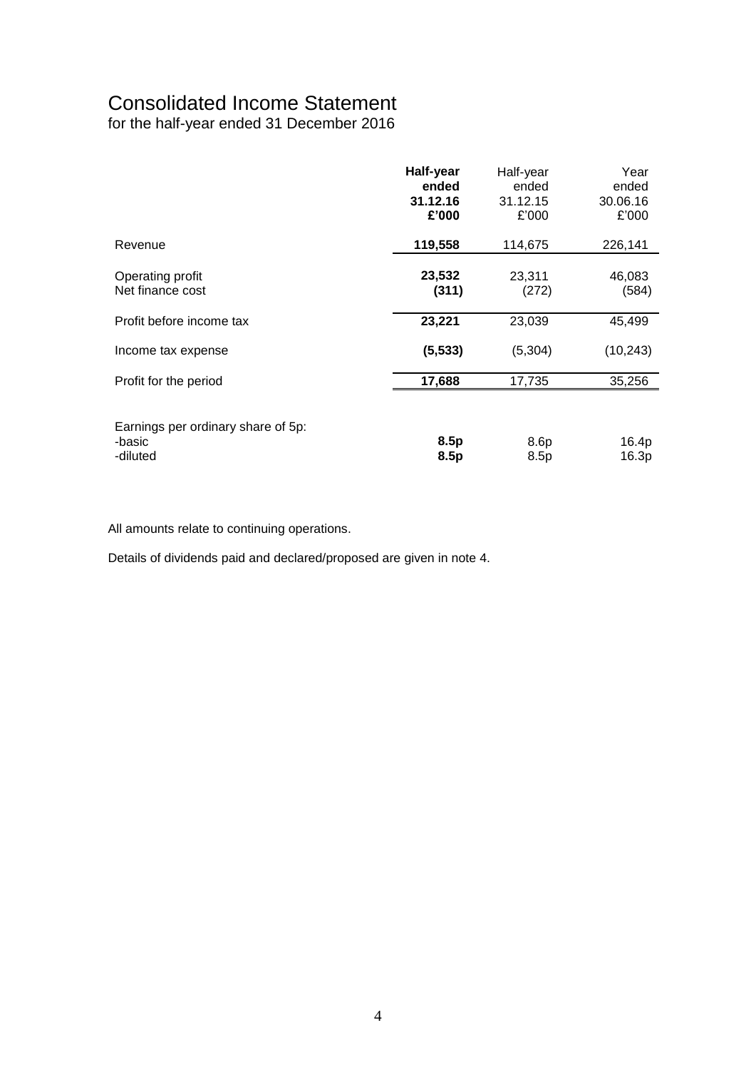# Consolidated Income Statement

for the half-year ended 31 December 2016

| | **Half-year ended 31.12.16 £'000** | Half-year ended 31.12.15 £'000 | Year ended 30.06.16 £'000 |
|---|---|---|---|
| Revenue | **119,558** | 114,675 | 226,141 |
| Operating profit | **23,532** | 23,311 | 46,083 |
| Net finance cost | **(311)** | (272) | (584) |
| Profit before income tax | **23,221** | 23,039 | 45,499 |
| Income tax expense | **(5,533)** | (5,304) | (10,243) |
| Profit for the period | **17,688** | 17,735 | 35,256 |
| Earnings per ordinary share of 5p: | | | |
| -basic | **8.5p** | 8.6p | 16.4p |
| -diluted | **8.5p** | 8.5p | 16.3p |

All amounts relate to continuing operations.

Details of dividends paid and declared/proposed are given in note 4.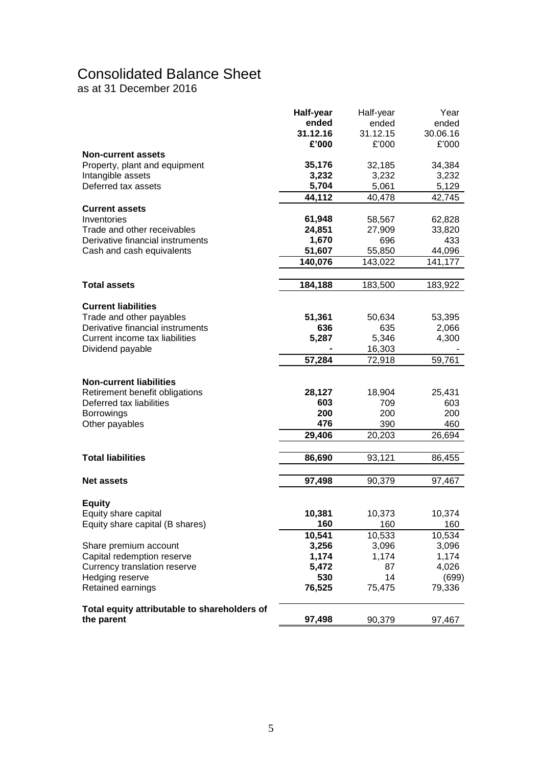# Consolidated Balance Sheet

as at 31 December 2016

| | **Half-year ended 31.12.16 £'000** | Half-year ended 31.12.15 £'000 | Year ended 30.06.16 £'000 |
|---|---|---|---|
| **Non-current assets** | | | |
| Property, plant and equipment | **35,176** | 32,185 | 34,384 |
| Intangible assets | **3,232** | 3,232 | 3,232 |
| Deferred tax assets | **5,704** | 5,061 | 5,129 |
| | **44,112** | 40,478 | 42,745 |
| **Current assets** | | | |
| Inventories | **61,948** | 58,567 | 62,828 |
| Trade and other receivables | **24,851** | 27,909 | 33,820 |
| Derivative financial instruments | **1,670** | 696 | 433 |
| Cash and cash equivalents | **51,607** | 55,850 | 44,096 |
| | **140,076** | 143,022 | 141,177 |
| **Total assets** | **184,188** | 183,500 | 183,922 |
| **Current liabilities** | | | |
| Trade and other payables | **51,361** | 50,634 | 53,395 |
| Derivative financial instruments | **636** | 635 | 2,066 |
| Current income tax liabilities | **5,287** | 5,346 | 4,300 |
| Dividend payable | **-** | 16,303 | - |
| | **57,284** | 72,918 | 59,761 |
| **Non-current liabilities** | | | |
| Retirement benefit obligations | **28,127** | 18,904 | 25,431 |
| Deferred tax liabilities | **603** | 709 | 603 |
| Borrowings | **200** | 200 | 200 |
| Other payables | **476** | 390 | 460 |
| | **29,406** | 20,203 | 26,694 |
| **Total liabilities** | **86,690** | 93,121 | 86,455 |
| **Net assets** | **97,498** | 90,379 | 97,467 |
| **Equity** | | | |
| Equity share capital | **10,381** | 10,373 | 10,374 |
| Equity share capital (B shares) | **160** | 160 | 160 |
| | **10,541** | 10,533 | 10,534 |
| Share premium account | **3,256** | 3,096 | 3,096 |
| Capital redemption reserve | **1,174** | 1,174 | 1,174 |
| Currency translation reserve | **5,472** | 87 | 4,026 |
| Hedging reserve | **530** | 14 | (699) |
| Retained earnings | **76,525** | 75,475 | 79,336 |
| **Total equity attributable to shareholders of the parent** | **97,498** | 90,379 | 97,467 |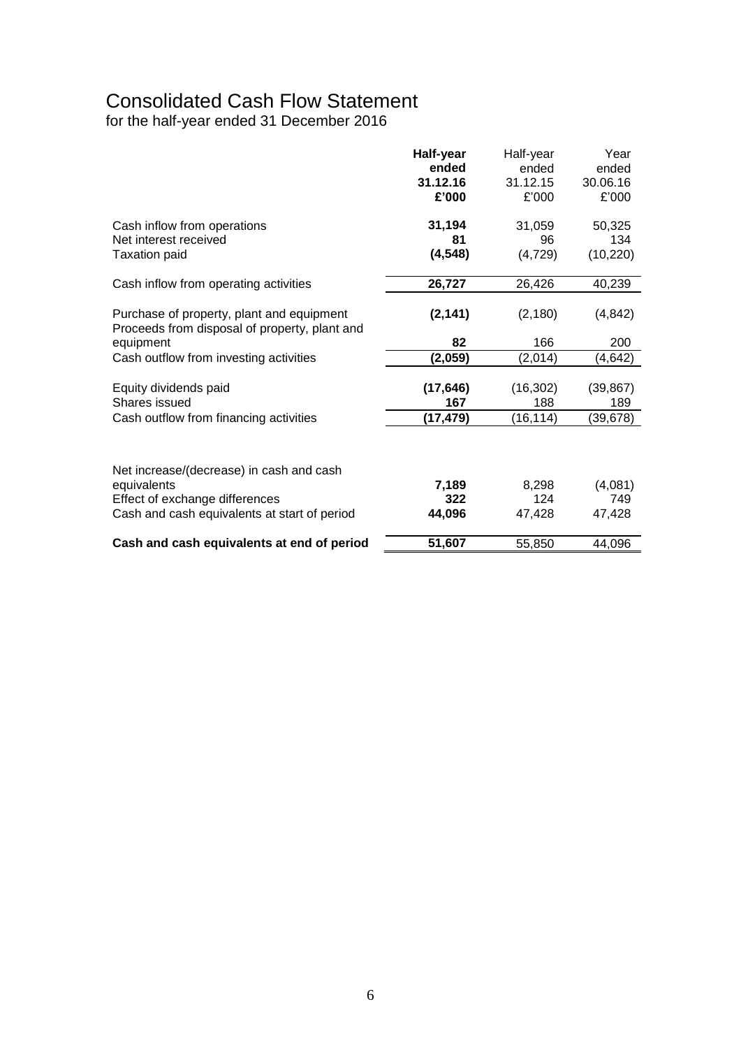# Consolidated Cash Flow Statement

for the half-year ended 31 December 2016

| | **Half-year ended 31.12.16 £'000** | Half-year ended 31.12.15 £'000 | Year ended 30.06.16 £'000 |
|---|---|---|---|
| Cash inflow from operations | **31,194** | 31,059 | 50,325 |
| Net interest received | **81** | 96 | 134 |
| Taxation paid | **(4,548)** | (4,729) | (10,220) |
| Cash inflow from operating activities | **26,727** | 26,426 | 40,239 |
| Purchase of property, plant and equipment | **(2,141)** | (2,180) | (4,842) |
| Proceeds from disposal of property, plant and equipment | **82** | 166 | 200 |
| Cash outflow from investing activities | **(2,059)** | (2,014) | (4,642) |
| Equity dividends paid | **(17,646)** | (16,302) | (39,867) |
| Shares issued | **167** | 188 | 189 |
| Cash outflow from financing activities | **(17,479)** | (16,114) | (39,678) |
| Net increase/(decrease) in cash and cash equivalents | **7,189** | 8,298 | (4,081) |
| Effect of exchange differences | **322** | 124 | 749 |
| Cash and cash equivalents at start of period | **44,096** | 47,428 | 47,428 |
| **Cash and cash equivalents at end of period** | **51,607** | 55,850 | 44,096 |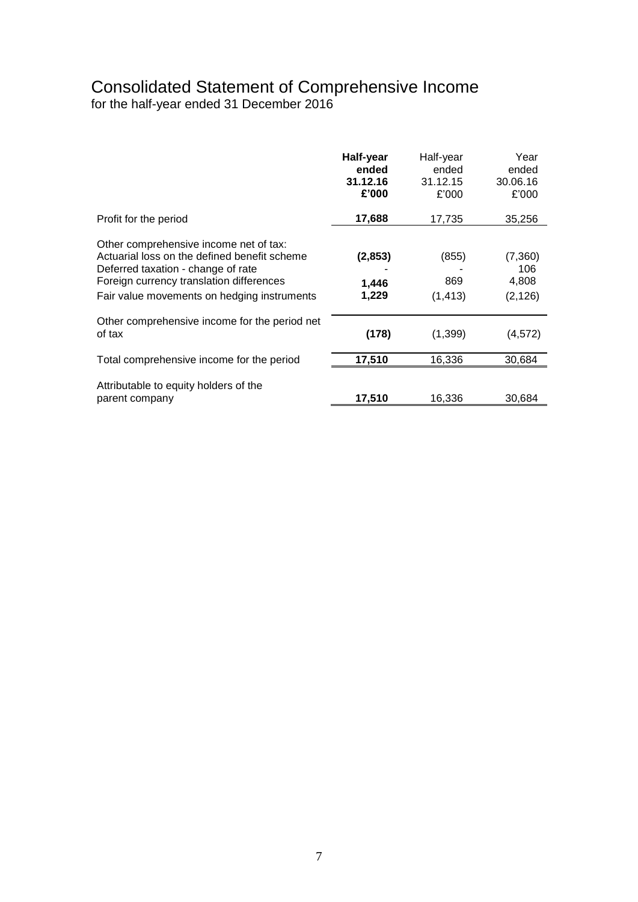# Consolidated Statement of Comprehensive Income

for the half-year ended 31 December 2016

| | **Half-year ended 31.12.16 £'000** | Half-year ended 31.12.15 £'000 | Year ended 30.06.16 £'000 |
|---|---|---|---|
| Profit for the period | **17,688** | 17,735 | 35,256 |
| Other comprehensive income net of tax: | | | |
| Actuarial loss on the defined benefit scheme | **(2,853)** | (855) | (7,360) |
| Deferred taxation - change of rate | - | - | 106 |
| Foreign currency translation differences | **1,446** | 869 | 4,808 |
| Fair value movements on hedging instruments | **1,229** | (1,413) | (2,126) |
| Other comprehensive income for the period net of tax | **(178)** | (1,399) | (4,572) |
| Total comprehensive income for the period | **17,510** | 16,336 | 30,684 |
| Attributable to equity holders of the parent company | **17,510** | 16,336 | 30,684 |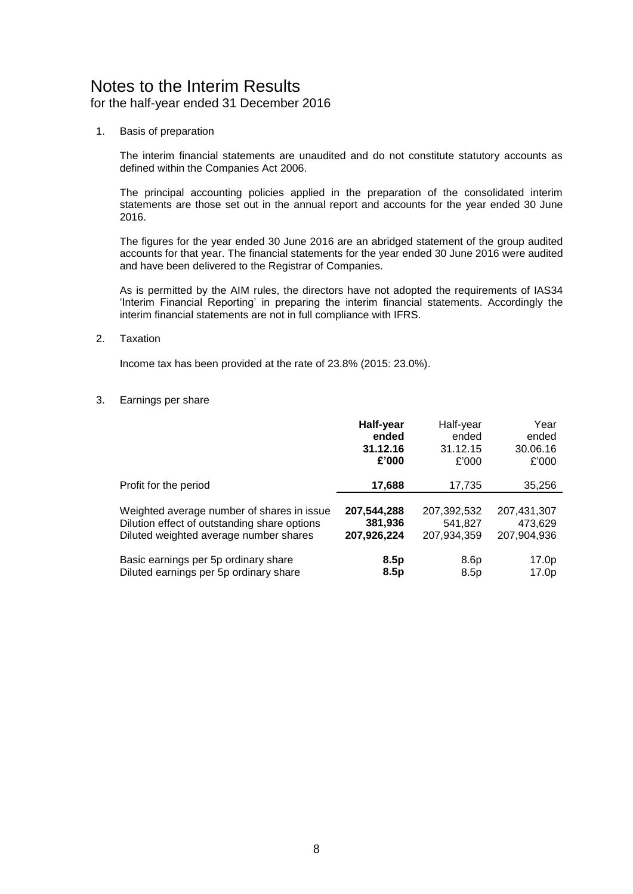# Notes to the Interim Results

for the half-year ended 31 December 2016

1. Basis of preparation

   The interim financial statements are unaudited and do not constitute statutory accounts as defined within the Companies Act 2006.

   The principal accounting policies applied in the preparation of the consolidated interim statements are those set out in the annual report and accounts for the year ended 30 June 2016.

   The figures for the year ended 30 June 2016 are an abridged statement of the group audited accounts for that year. The financial statements for the year ended 30 June 2016 were audited and have been delivered to the Registrar of Companies.

   As is permitted by the AIM rules, the directors have not adopted the requirements of IAS34 'Interim Financial Reporting' in preparing the interim financial statements. Accordingly the interim financial statements are not in full compliance with IFRS.

2. Taxation

   Income tax has been provided at the rate of 23.8% (2015: 23.0%).

3. Earnings per share

| | **Half-year ended 31.12.16 £'000** | Half-year ended 31.12.15 £'000 | Year ended 30.06.16 £'000 |
|---|---|---|---|
| Profit for the period | **17,688** | 17,735 | 35,256 |
| Weighted average number of shares in issue | **207,544,288** | 207,392,532 | 207,431,307 |
| Dilution effect of outstanding share options | **381,936** | 541,827 | 473,629 |
| Diluted weighted average number shares | **207,926,224** | 207,934,359 | 207,904,936 |
| Basic earnings per 5p ordinary share | **8.5p** | 8.6p | 17.0p |
| Diluted earnings per 5p ordinary share | **8.5p** | 8.5p | 17.0p |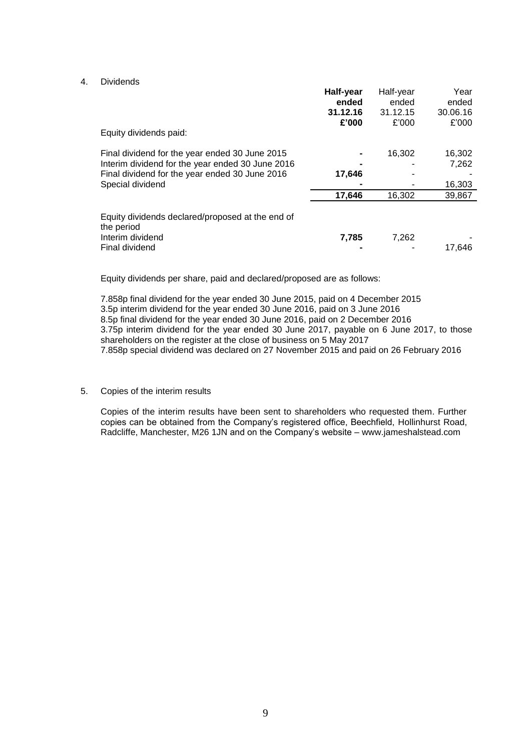4. Dividends

| | **Half-year ended 31.12.16 £'000** | Half-year ended 31.12.15 £'000 | Year ended 30.06.16 £'000 |
|---|---|---|---|
| Equity dividends paid: | | | |
| Final dividend for the year ended 30 June 2015 | **-** | 16,302 | 16,302 |
| Interim dividend for the year ended 30 June 2016 | **-** | - | 7,262 |
| Final dividend for the year ended 30 June 2016 | **17,646** | - | - |
| Special dividend | **-** | - | 16,303 |
| | **17,646** | 16,302 | 39,867 |
| Equity dividends declared/proposed at the end of the period | | | |
| Interim dividend | **7,785** | 7,262 | - |
| Final dividend | **-** | - | 17,646 |

Equity dividends per share, paid and declared/proposed are as follows:

7.858p final dividend for the year ended 30 June 2015, paid on 4 December 2015
3.5p interim dividend for the year ended 30 June 2016, paid on 3 June 2016
8.5p final dividend for the year ended 30 June 2016, paid on 2 December 2016
3.75p interim dividend for the year ended 30 June 2017, payable on 6 June 2017, to those shareholders on the register at the close of business on 5 May 2017
7.858p special dividend was declared on 27 November 2015 and paid on 26 February 2016

5. Copies of the interim results

Copies of the interim results have been sent to shareholders who requested them. Further copies can be obtained from the Company's registered office, Beechfield, Hollinhurst Road, Radcliffe, Manchester, M26 1JN and on the Company's website – www.jameshalstead.com